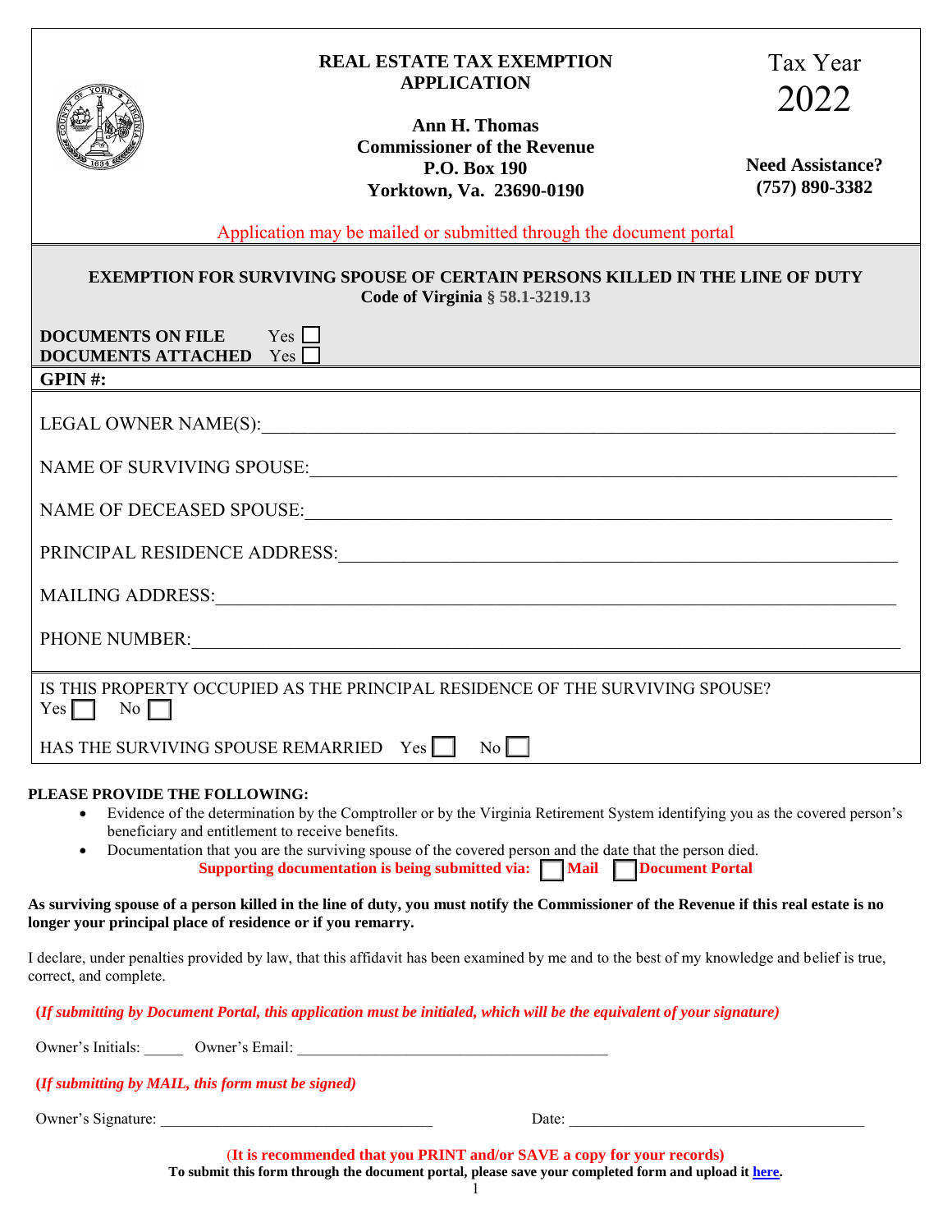# REAL ESTATE TAX EXEMPTION APPLICATION

**Ann H. Thomas**
**Commissioner of the Revenue**
**P.O. Box 190**
**Yorktown, Va. 23690-0190**

Tax Year
2022

**Need Assistance?**
**(757) 890-3382**

Application may be mailed or submitted through the document portal

## EXEMPTION FOR SURVIVING SPOUSE OF CERTAIN PERSONS KILLED IN THE LINE OF DUTY

**Code of Virginia § 58.1-3219.13**

**DOCUMENTS ON FILE** Yes ☐
**DOCUMENTS ATTACHED** Yes ☐

**GPIN #:**

LEGAL OWNER NAME(S):\_\_\_\_\_\_\_\_\_\_\_\_\_\_\_\_\_\_\_\_\_\_\_\_\_\_\_\_\_\_\_\_\_\_\_\_\_\_\_\_

NAME OF SURVIVING SPOUSE:\_\_\_\_\_\_\_\_\_\_\_\_\_\_\_\_\_\_\_\_\_\_\_\_\_\_\_\_\_\_\_\_\_\_\_\_\_\_\_\_

NAME OF DECEASED SPOUSE:\_\_\_\_\_\_\_\_\_\_\_\_\_\_\_\_\_\_\_\_\_\_\_\_\_\_\_\_\_\_\_\_\_\_\_\_\_\_\_\_

PRINCIPAL RESIDENCE ADDRESS:\_\_\_\_\_\_\_\_\_\_\_\_\_\_\_\_\_\_\_\_\_\_\_\_\_\_\_\_\_\_\_\_\_\_\_\_\_\_\_\_

MAILING ADDRESS:\_\_\_\_\_\_\_\_\_\_\_\_\_\_\_\_\_\_\_\_\_\_\_\_\_\_\_\_\_\_\_\_\_\_\_\_\_\_\_\_

PHONE NUMBER:\_\_\_\_\_\_\_\_\_\_\_\_\_\_\_\_\_\_\_\_\_\_\_\_\_\_\_\_\_\_\_\_\_\_\_\_\_\_\_\_

IS THIS PROPERTY OCCUPIED AS THE PRINCIPAL RESIDENCE OF THE SURVIVING SPOUSE?
Yes ☐ No ☐

HAS THE SURVIVING SPOUSE REMARRIED Yes ☐ No ☐

**PLEASE PROVIDE THE FOLLOWING:**

- Evidence of the determination by the Comptroller or by the Virginia Retirement System identifying you as the covered person's beneficiary and entitlement to receive benefits.
- Documentation that you are the surviving spouse of the covered person and the date that the person died.

**Supporting documentation is being submitted via: ☐ Mail ☐ Document Portal**

**As surviving spouse of a person killed in the line of duty, you must notify the Commissioner of the Revenue if this real estate is no longer your principal place of residence or if you remarry.**

I declare, under penalties provided by law, that this affidavit has been examined by me and to the best of my knowledge and belief is true, correct, and complete.

***(If submitting by Document Portal, this application must be initialed, which will be the equivalent of your signature)***

Owner's Initials: \_\_\_\_\_ Owner's Email: \_\_\_\_\_\_\_\_\_\_\_\_\_\_\_\_\_\_\_\_\_\_\_\_\_\_\_\_\_\_\_\_\_\_\_\_\_\_\_\_

***(If submitting by MAIL, this form must be signed)***

Owner's Signature: \_\_\_\_\_\_\_\_\_\_\_\_\_\_\_\_\_\_\_\_\_\_\_\_\_\_\_\_\_\_\_\_\_\_ Date: \_\_\_\_\_\_\_\_\_\_\_\_\_\_\_\_\_\_\_\_\_\_\_\_\_\_\_\_\_\_\_\_\_\_\_\_\_\_

**(It is recommended that you PRINT and/or SAVE a copy for your records)**

**To submit this form through the document portal, please save your completed form and upload it here.**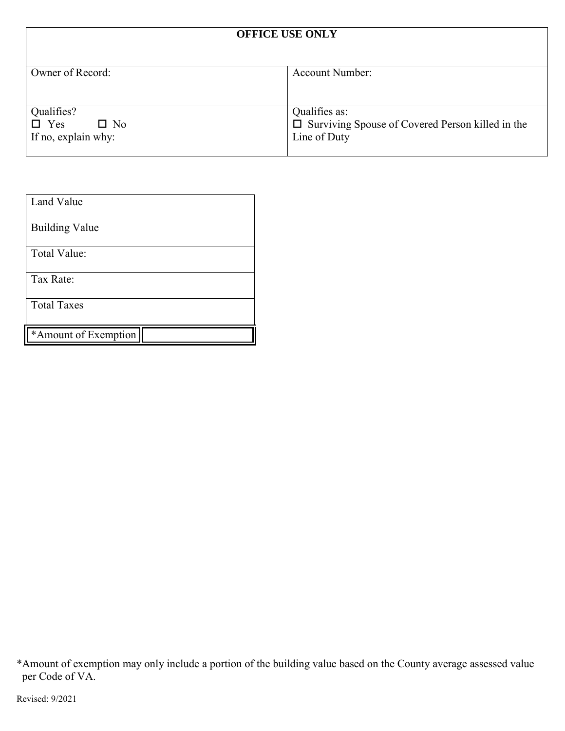| OFFICE USE ONLY | |
|---|---|
| Owner of Record: | Account Number: |
| Qualifies?<br>☐ Yes ☐ No<br>If no, explain why: | Qualifies as:<br>☐ Surviving Spouse of Covered Person killed in the Line of Duty |

| | |
|---|---|
| Land Value | |
| Building Value | |
| Total Value: | |
| Tax Rate: | |
| Total Taxes | |
| *Amount of Exemption | |

*Amount of exemption may only include a portion of the building value based on the County average assessed value per Code of VA.

Revised: 9/2021